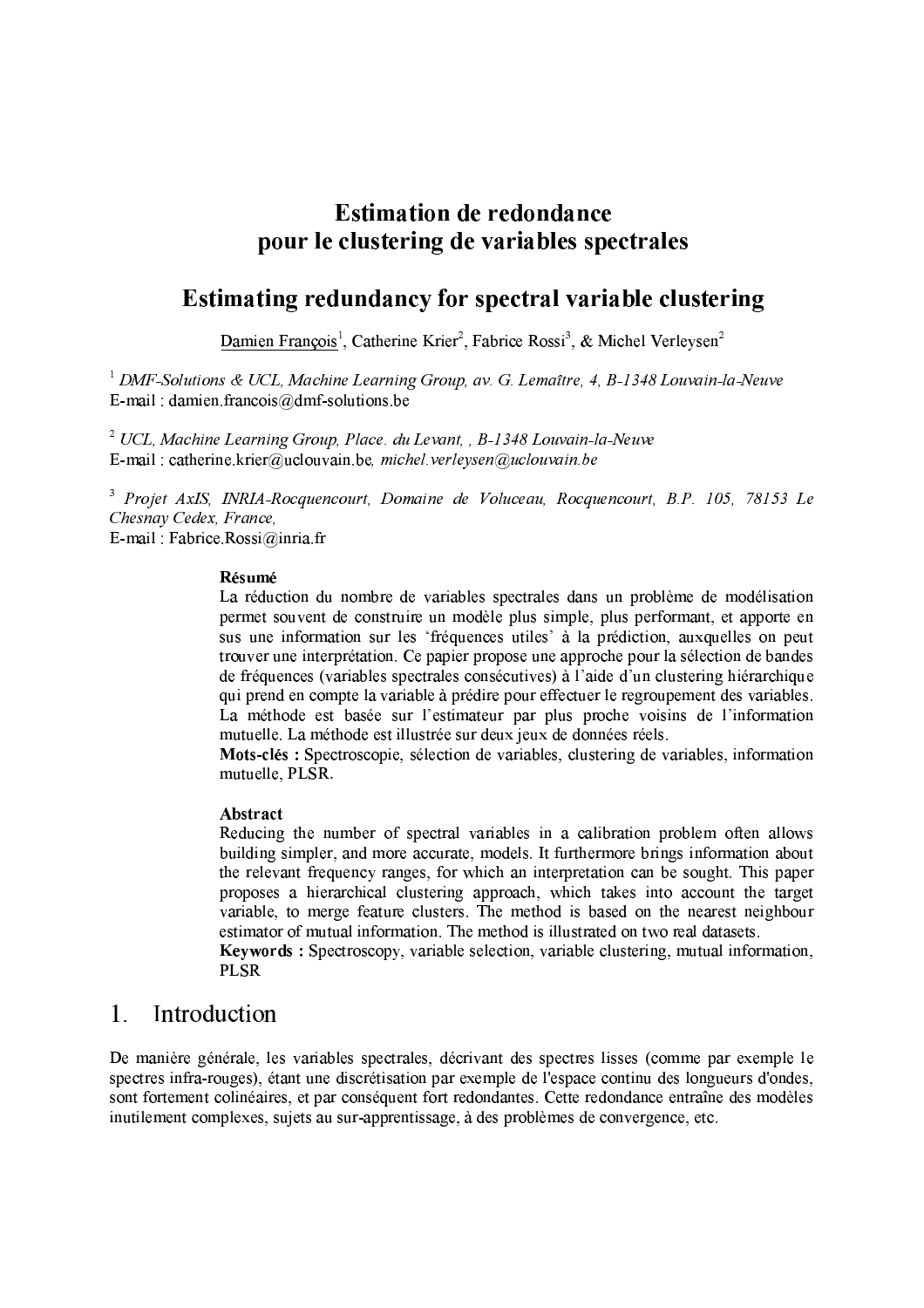# Estimation de redondance pour le clustering de variables spectrales

# Estimating redundancy for spectral variable clustering

Damien François[1], Catherine Krier[2], Fabrice Rossi[3], & Michel Verleysen[2]

[1] *DMF-Solutions & UCL, Machine Learning Group, av. G. Lemaître, 4, B-1348 Louvain-la-Neuve*
E-mail : damien.francois@dmf-solutions.be

[2] *UCL, Machine Learning Group, Place. du Levant, , B-1348 Louvain-la-Neuve*
E-mail : catherine.krier@uclouvain.be, *michel.verleysen@uclouvain.be*

[3] *Projet AxIS, INRIA-Rocquencourt, Domaine de Voluceau, Rocquencourt, B.P. 105, 78153 Le Chesnay Cedex, France,*
E-mail : Fabrice.Rossi@inria.fr

**Résumé**

La réduction du nombre de variables spectrales dans un problème de modélisation permet souvent de construire un modèle plus simple, plus performant, et apporte en sus une information sur les 'fréquences utiles' à la prédiction, auxquelles on peut trouver une interprétation. Ce papier propose une approche pour la sélection de bandes de fréquences (variables spectrales consécutives) à l'aide d'un clustering hiérarchique qui prend en compte la variable à prédire pour effectuer le regroupement des variables. La méthode est basée sur l'estimateur par plus proche voisins de l'information mutuelle. La méthode est illustrée sur deux jeux de données réels.

**Mots-clés :** Spectroscopie, sélection de variables, clustering de variables, information mutuelle, PLSR.

**Abstract**

Reducing the number of spectral variables in a calibration problem often allows building simpler, and more accurate, models. It furthermore brings information about the relevant frequency ranges, for which an interpretation can be sought. This paper proposes a hierarchical clustering approach, which takes into account the target variable, to merge feature clusters. The method is based on the nearest neighbour estimator of mutual information. The method is illustrated on two real datasets.

**Keywords :** Spectroscopy, variable selection, variable clustering, mutual information, PLSR

## 1. Introduction

De manière générale, les variables spectrales, décrivant des spectres lisses (comme par exemple le spectres infra-rouges), étant une discrétisation par exemple de l'espace continu des longueurs d'ondes, sont fortement colinéaires, et par conséquent fort redondantes. Cette redondance entraîne des modèles inutilement complexes, sujets au sur-apprentissage, à des problèmes de convergence, etc.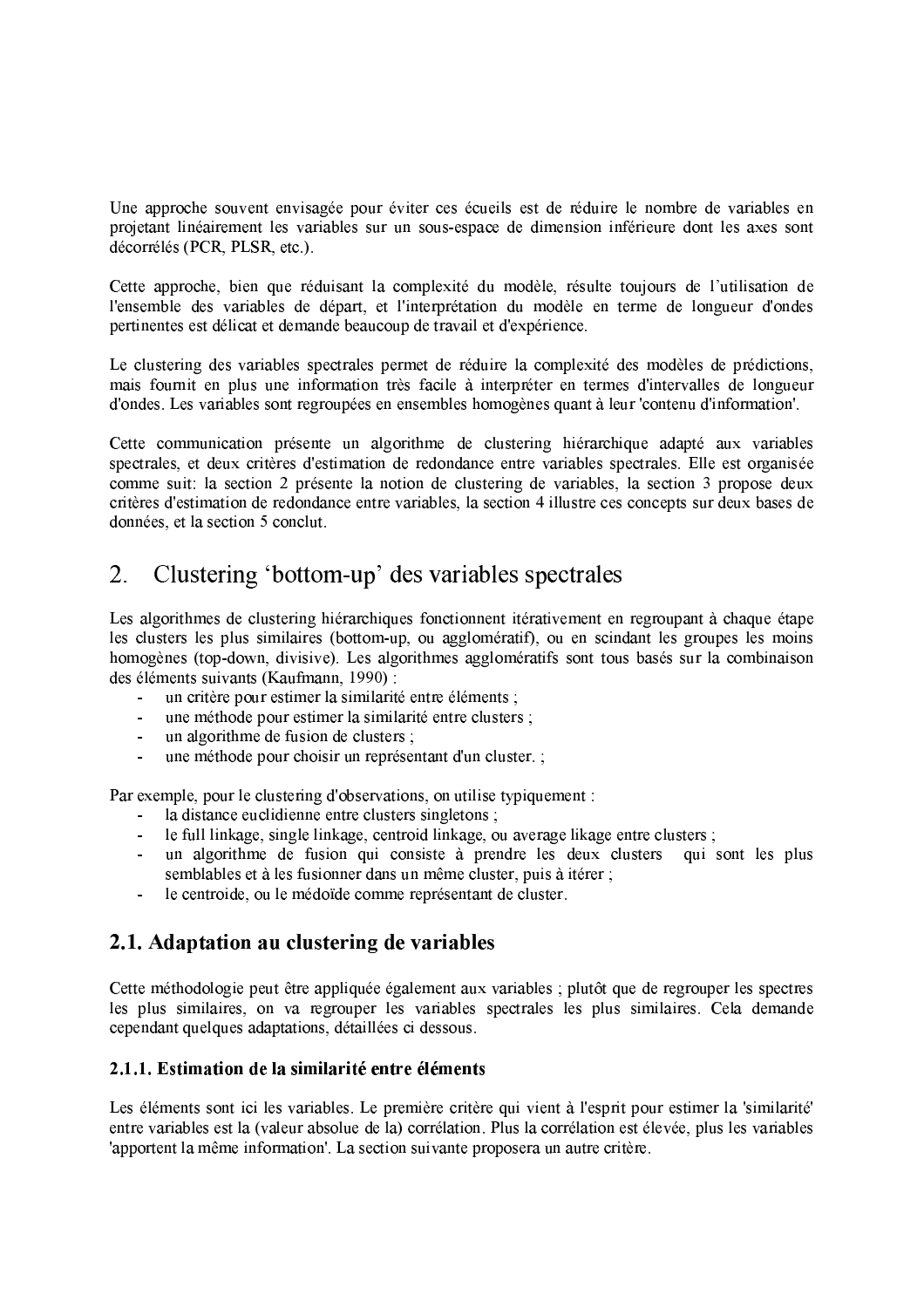Une approche souvent envisagée pour éviter ces écueils est de réduire le nombre de variables en projetant linéairement les variables sur un sous-espace de dimension inférieure dont les axes sont décorrélés (PCR, PLSR, etc.).

Cette approche, bien que réduisant la complexité du modèle, résulte toujours de l'utilisation de l'ensemble des variables de départ, et l'interprétation du modèle en terme de longueur d'ondes pertinentes est délicat et demande beaucoup de travail et d'expérience.

Le clustering des variables spectrales permet de réduire la complexité des modèles de prédictions, mais fournit en plus une information très facile à interpréter en termes d'intervalles de longueur d'ondes. Les variables sont regroupées en ensembles homogènes quant à leur 'contenu d'information'.

Cette communication présente un algorithme de clustering hiérarchique adapté aux variables spectrales, et deux critères d'estimation de redondance entre variables spectrales. Elle est organisée comme suit: la section 2 présente la notion de clustering de variables, la section 3 propose deux critères d'estimation de redondance entre variables, la section 4 illustre ces concepts sur deux bases de données, et la section 5 conclut.

## 2. Clustering 'bottom-up' des variables spectrales

Les algorithmes de clustering hiérarchiques fonctionnent itérativement en regroupant à chaque étape les clusters les plus similaires (bottom-up, ou agglomératif), ou en scindant les groupes les moins homogènes (top-down, divisive). Les algorithmes agglomératifs sont tous basés sur la combinaison des éléments suivants (Kaufmann, 1990) :

- un critère pour estimer la similarité entre éléments ;
- une méthode pour estimer la similarité entre clusters ;
- un algorithme de fusion de clusters ;
- une méthode pour choisir un représentant d'un cluster. ;

Par exemple, pour le clustering d'observations, on utilise typiquement :

- la distance euclidienne entre clusters singletons ;
- le full linkage, single linkage, centroid linkage, ou average likage entre clusters ;
- un algorithme de fusion qui consiste à prendre les deux clusters qui sont les plus semblables et à les fusionner dans un même cluster, puis à itérer ;
- le centroide, ou le médoïde comme représentant de cluster.

### 2.1. Adaptation au clustering de variables

Cette méthodologie peut être appliquée également aux variables ; plutôt que de regrouper les spectres les plus similaires, on va regrouper les variables spectrales les plus similaires. Cela demande cependant quelques adaptations, détaillées ci dessous.

#### 2.1.1. Estimation de la similarité entre éléments

Les éléments sont ici les variables. Le première critère qui vient à l'esprit pour estimer la 'similarité' entre variables est la (valeur absolue de la) corrélation. Plus la corrélation est élevée, plus les variables 'apportent la même information'. La section suivante proposera un autre critère.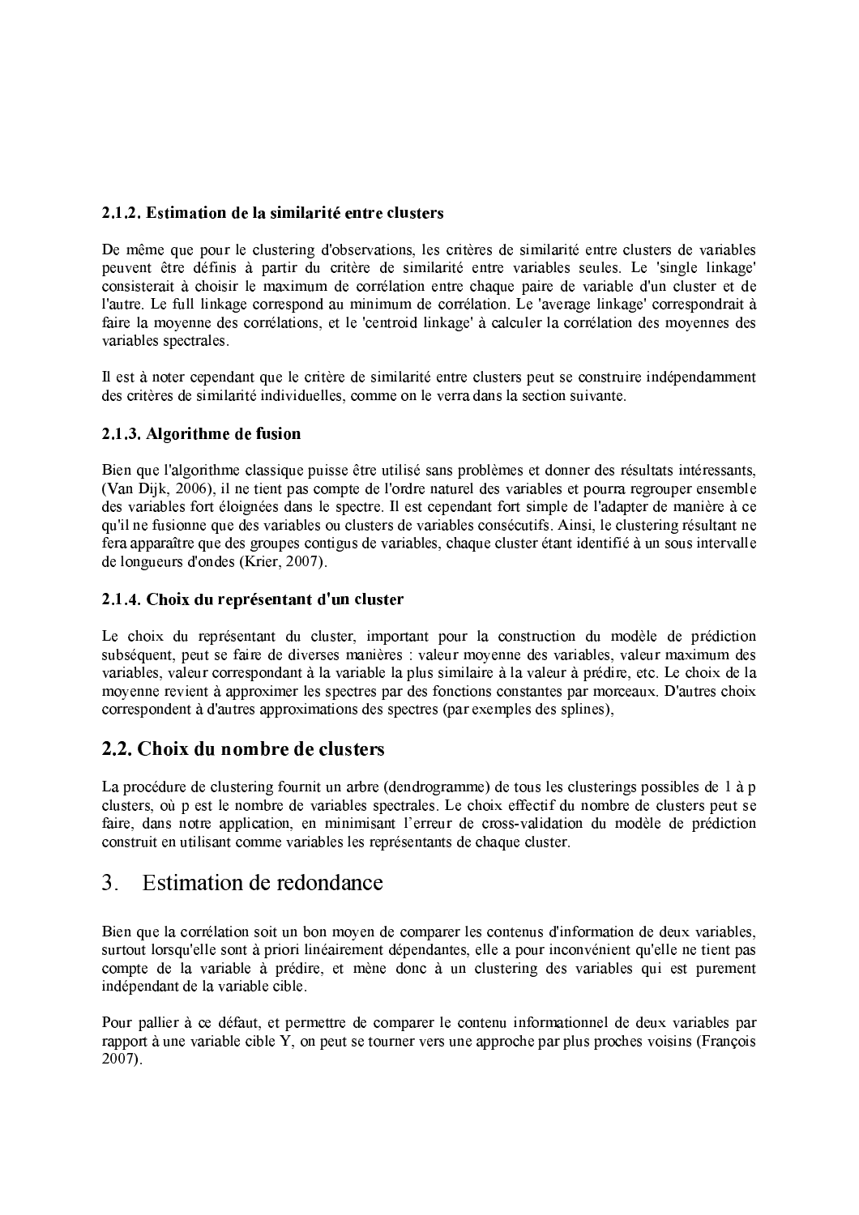### 2.1.2. Estimation de la similarité entre clusters

De même que pour le clustering d'observations, les critères de similarité entre clusters de variables peuvent être définis à partir du critère de similarité entre variables seules. Le 'single linkage' consisterait à choisir le maximum de corrélation entre chaque paire de variable d'un cluster et de l'autre. Le full linkage correspond au minimum de corrélation. Le 'average linkage' correspondrait à faire la moyenne des corrélations, et le 'centroid linkage' à calculer la corrélation des moyennes des variables spectrales.

Il est à noter cependant que le critère de similarité entre clusters peut se construire indépendamment des critères de similarité individuelles, comme on le verra dans la section suivante.

### 2.1.3. Algorithme de fusion

Bien que l'algorithme classique puisse être utilisé sans problèmes et donner des résultats intéressants, (Van Dijk, 2006), il ne tient pas compte de l'ordre naturel des variables et pourra regrouper ensemble des variables fort éloignées dans le spectre. Il est cependant fort simple de l'adapter de manière à ce qu'il ne fusionne que des variables ou clusters de variables consécutifs. Ainsi, le clustering résultant ne fera apparaître que des groupes contigus de variables, chaque cluster étant identifié à un sous intervalle de longueurs d'ondes (Krier, 2007).

### 2.1.4. Choix du représentant d'un cluster

Le choix du représentant du cluster, important pour la construction du modèle de prédiction subséquent, peut se faire de diverses manières : valeur moyenne des variables, valeur maximum des variables, valeur correspondant à la variable la plus similaire à la valeur à prédire, etc. Le choix de la moyenne revient à approximer les spectres par des fonctions constantes par morceaux. D'autres choix correspondent à d'autres approximations des spectres (par exemples des splines),

## 2.2. Choix du nombre de clusters

La procédure de clustering fournit un arbre (dendrogramme) de tous les clusterings possibles de 1 à p clusters, où p est le nombre de variables spectrales. Le choix effectif du nombre de clusters peut se faire, dans notre application, en minimisant l'erreur de cross-validation du modèle de prédiction construit en utilisant comme variables les représentants de chaque cluster.

# 3. Estimation de redondance

Bien que la corrélation soit un bon moyen de comparer les contenus d'information de deux variables, surtout lorsqu'elle sont à priori linéairement dépendantes, elle a pour inconvénient qu'elle ne tient pas compte de la variable à prédire, et mène donc à un clustering des variables qui est purement indépendant de la variable cible.

Pour pallier à ce défaut, et permettre de comparer le contenu informationnel de deux variables par rapport à une variable cible Y, on peut se tourner vers une approche par plus proches voisins (François 2007).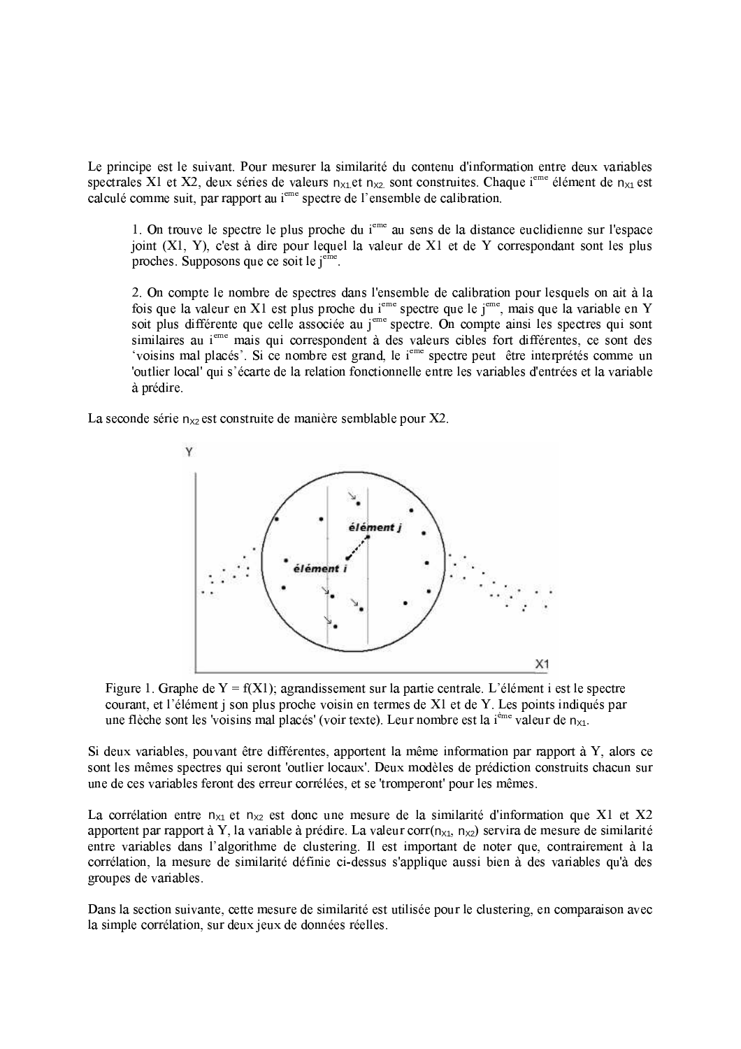Le principe est le suivant. Pour mesurer la similarité du contenu d'information entre deux variables spectrales X1 et X2, deux séries de valeurs $n_{X1}$ et $n_{X2}$ sont construites. Chaque $i^{eme}$ élément de $n_{X1}$ est calculé comme suit, par rapport au $i^{eme}$ spectre de l'ensemble de calibration.

> 1. On trouve le spectre le plus proche du $i^{eme}$ au sens de la distance euclidienne sur l'espace joint (X1, Y), c'est à dire pour lequel la valeur de X1 et de Y correspondant sont les plus proches. Supposons que ce soit le $j^{eme}$.
>
> 2. On compte le nombre de spectres dans l'ensemble de calibration pour lesquels on ait à la fois que la valeur en X1 est plus proche du $i^{eme}$ spectre que le $j^{eme}$, mais que la variable en Y soit plus différente que celle associée au $j^{eme}$ spectre. On compte ainsi les spectres qui sont similaires au $i^{eme}$ mais qui correspondent à des valeurs cibles fort différentes, ce sont des 'voisins mal placés'. Si ce nombre est grand, le $i^{eme}$ spectre peut être interprétés comme un 'outlier local' qui s'écarte de la relation fonctionnelle entre les variables d'entrées et la variable à prédire.

La seconde série $n_{X2}$ est construite de manière semblable pour X2.

Figure 1. Graphe de Y = f(X1); agrandissement sur la partie centrale. L'élément i est le spectre courant, et l'élément j son plus proche voisin en termes de X1 et de Y. Les points indiqués par une flèche sont les 'voisins mal placés' (voir texte). Leur nombre est la $i^{ème}$ valeur de $n_{X1}$.

Si deux variables, pouvant être différentes, apportent la même information par rapport à Y, alors ce sont les mêmes spectres qui seront 'outlier locaux'. Deux modèles de prédiction construits chacun sur une de ces variables feront des erreur corrélées, et se 'tromperont' pour les mêmes.

La corrélation entre $n_{X1}$ et $n_{X2}$ est donc une mesure de la similarité d'information que X1 et X2 apportent par rapport à Y, la variable à prédire. La valeur $corr(n_{X1}, n_{X2})$ servira de mesure de similarité entre variables dans l'algorithme de clustering. Il est important de noter que, contrairement à la corrélation, la mesure de similarité définie ci-dessus s'applique aussi bien à des variables qu'à des groupes de variables.

Dans la section suivante, cette mesure de similarité est utilisée pour le clustering, en comparaison avec la simple corrélation, sur deux jeux de données réelles.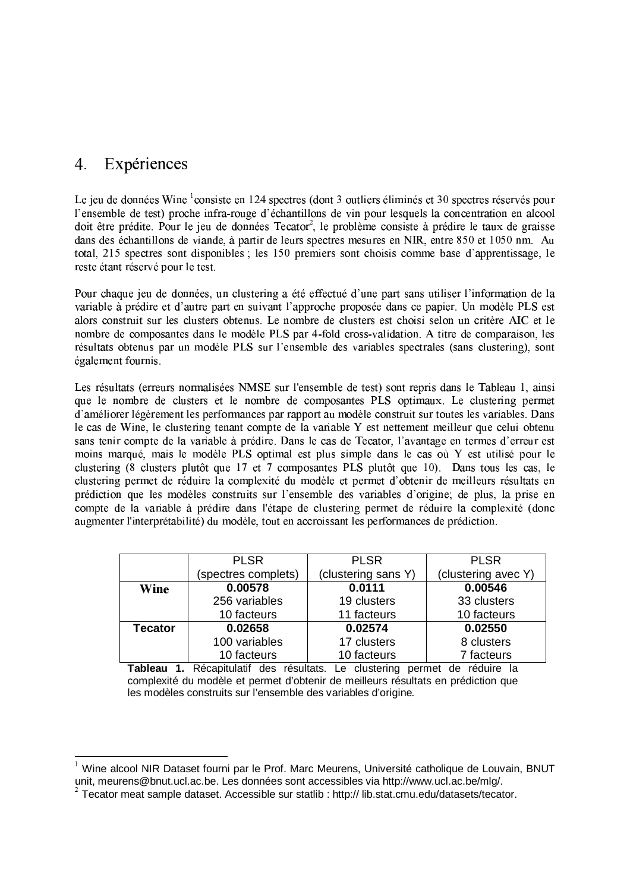# 4. Expériences

Le jeu de données Wine [1] consiste en 124 spectres (dont 3 outliers éliminés et 30 spectres réservés pour l'ensemble de test) proche infra-rouge d'échantillons de vin pour lesquels la concentration en alcool doit être prédite. Pour le jeu de données Tecator[2], le problème consiste à prédire le taux de graisse dans des échantillons de viande, à partir de leurs spectres mesures en NIR, entre 850 et 1050 nm. Au total, 215 spectres sont disponibles ; les 150 premiers sont choisis comme base d'apprentissage, le reste étant réservé pour le test.

Pour chaque jeu de données, un clustering a été effectué d'une part sans utiliser l'information de la variable à prédire et d'autre part en suivant l'approche proposée dans ce papier. Un modèle PLS est alors construit sur les clusters obtenus. Le nombre de clusters est choisi selon un critère AIC et le nombre de composantes dans le modèle PLS par 4-fold cross-validation. A titre de comparaison, les résultats obtenus par un modèle PLS sur l'ensemble des variables spectrales (sans clustering), sont également fournis.

Les résultats (erreurs normalisées NMSE sur l'ensemble de test) sont repris dans le Tableau 1, ainsi que le nombre de clusters et le nombre de composantes PLS optimaux. Le clustering permet d'améliorer légèrement les performances par rapport au modèle construit sur toutes les variables. Dans le cas de Wine, le clustering tenant compte de la variable Y est nettement meilleur que celui obtenu sans tenir compte de la variable à prédire. Dans le cas de Tecator, l'avantage en termes d'erreur est moins marqué, mais le modèle PLS optimal est plus simple dans le cas où Y est utilisé pour le clustering (8 clusters plutôt que 17 et 7 composantes PLS plutôt que 10). Dans tous les cas, le clustering permet de réduire la complexité du modèle et permet d'obtenir de meilleurs résultats en prédiction que les modèles construits sur l'ensemble des variables d'origine; de plus, la prise en compte de la variable à prédire dans l'étape de clustering permet de réduire la complexité (donc augmenter l'interprétabilité) du modèle, tout en accroissant les performances de prédiction.

| | PLSR (spectres complets) | PLSR (clustering sans Y) | PLSR (clustering avec Y) |
|---|---|---|---|
| **Wine** | **0.00578** 256 variables 10 facteurs | **0.0111** 19 clusters 11 facteurs | **0.00546** 33 clusters 10 facteurs |
| **Tecator** | **0.02658** 100 variables 10 facteurs | **0.02574** 17 clusters 10 facteurs | **0.02550** 8 clusters 7 facteurs |

**Tableau 1.** Récapitulatif des résultats. Le clustering permet de réduire la complexité du modèle et permet d'obtenir de meilleurs résultats en prédiction que les modèles construits sur l'ensemble des variables d'origine.

---

[1] Wine alcool NIR Dataset fourni par le Prof. Marc Meurens, Université catholique de Louvain, BNUT unit, meurens@bnut.ucl.ac.be. Les données sont accessibles via http://www.ucl.ac.be/mlg/.

[2] Tecator meat sample dataset. Accessible sur statlib : http:// lib.stat.cmu.edu/datasets/tecator.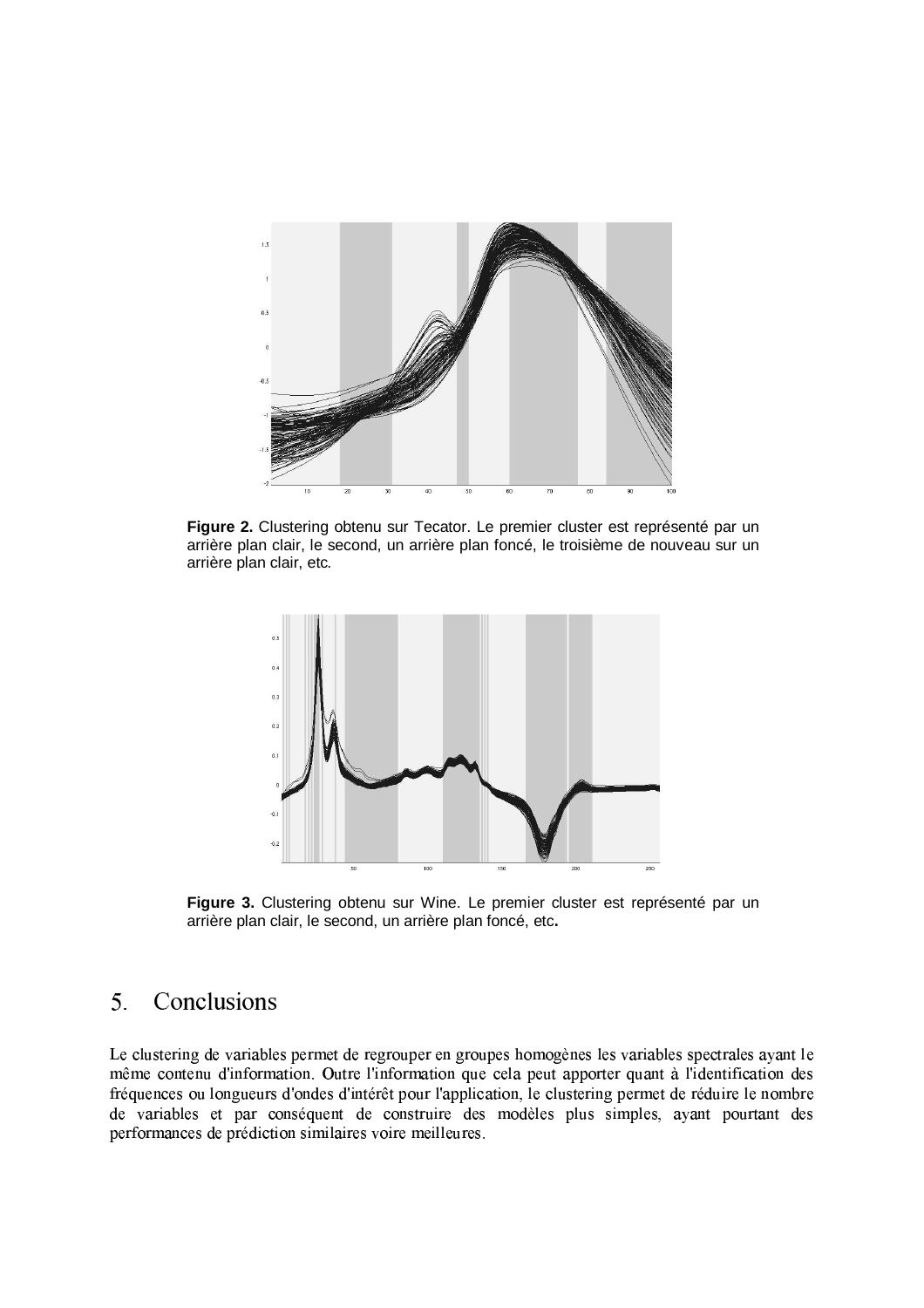**Figure 2.** Clustering obtenu sur Tecator. Le premier cluster est représenté par un arrière plan clair, le second, un arrière plan foncé, le troisième de nouveau sur un arrière plan clair, etc.

**Figure 3.** Clustering obtenu sur Wine. Le premier cluster est représenté par un arrière plan clair, le second, un arrière plan foncé, etc**.**

# 5. Conclusions

Le clustering de variables permet de regrouper en groupes homogènes les variables spectrales ayant le même contenu d'information. Outre l'information que cela peut apporter quant à l'identification des fréquences ou longueurs d'ondes d'intérêt pour l'application, le clustering permet de réduire le nombre de variables et par conséquent de construire des modèles plus simples, ayant pourtant des performances de prédiction similaires voire meilleures.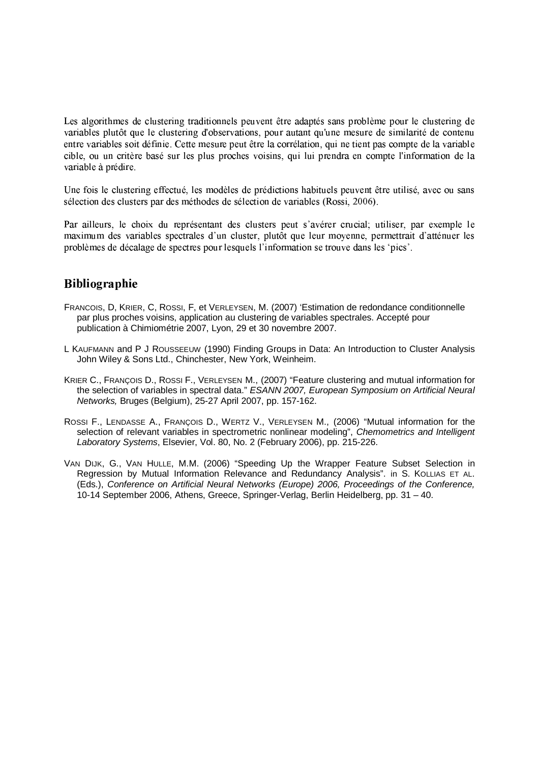Les algorithmes de clustering traditionnels peuvent être adaptés sans problème pour le clustering de variables plutôt que le clustering d'observations, pour autant qu'une mesure de similarité de contenu entre variables soit définie. Cette mesure peut être la corrélation, qui ne tient pas compte de la variable cible, ou un critère basé sur les plus proches voisins, qui lui prendra en compte l'information de la variable à prédire.

Une fois le clustering effectué, les modèles de prédictions habituels peuvent être utilisé, avec ou sans sélection des clusters par des méthodes de sélection de variables (Rossi, 2006).

Par ailleurs, le choix du représentant des clusters peut s'avérer crucial; utiliser, par exemple le maximum des variables spectrales d'un cluster, plutôt que leur moyenne, permettrait d'atténuer les problèmes de décalage de spectres pour lesquels l'information se trouve dans les 'pics'.

## Bibliographie

FRANCOIS, D, KRIER, C, ROSSI, F, et VERLEYSEN, M. (2007) 'Estimation de redondance conditionnelle par plus proches voisins, application au clustering de variables spectrales. Accepté pour publication à Chimiométrie 2007, Lyon, 29 et 30 novembre 2007.

L KAUFMANN and P J ROUSSEEUW (1990) Finding Groups in Data: An Introduction to Cluster Analysis John Wiley & Sons Ltd., Chinchester, New York, Weinheim.

KRIER C., FRANÇOIS D., ROSSI F., VERLEYSEN M., (2007) "Feature clustering and mutual information for the selection of variables in spectral data." *ESANN 2007, European Symposium on Artificial Neural Networks,* Bruges (Belgium), 25-27 April 2007, pp. 157-162.

ROSSI F., LENDASSE A., FRANÇOIS D., WERTZ V., VERLEYSEN M., (2006) "Mutual information for the selection of relevant variables in spectrometric nonlinear modeling", *Chemometrics and Intelligent Laboratory Systems*, Elsevier, Vol. 80, No. 2 (February 2006), pp. 215-226.

VAN DIJK, G., VAN HULLE, M.M. (2006) "Speeding Up the Wrapper Feature Subset Selection in Regression by Mutual Information Relevance and Redundancy Analysis". in S. KOLLIAS ET AL. (Eds.), *Conference on Artificial Neural Networks (Europe) 2006, Proceedings of the Conference,* 10-14 September 2006, Athens, Greece, Springer-Verlag, Berlin Heidelberg, pp. 31 – 40.